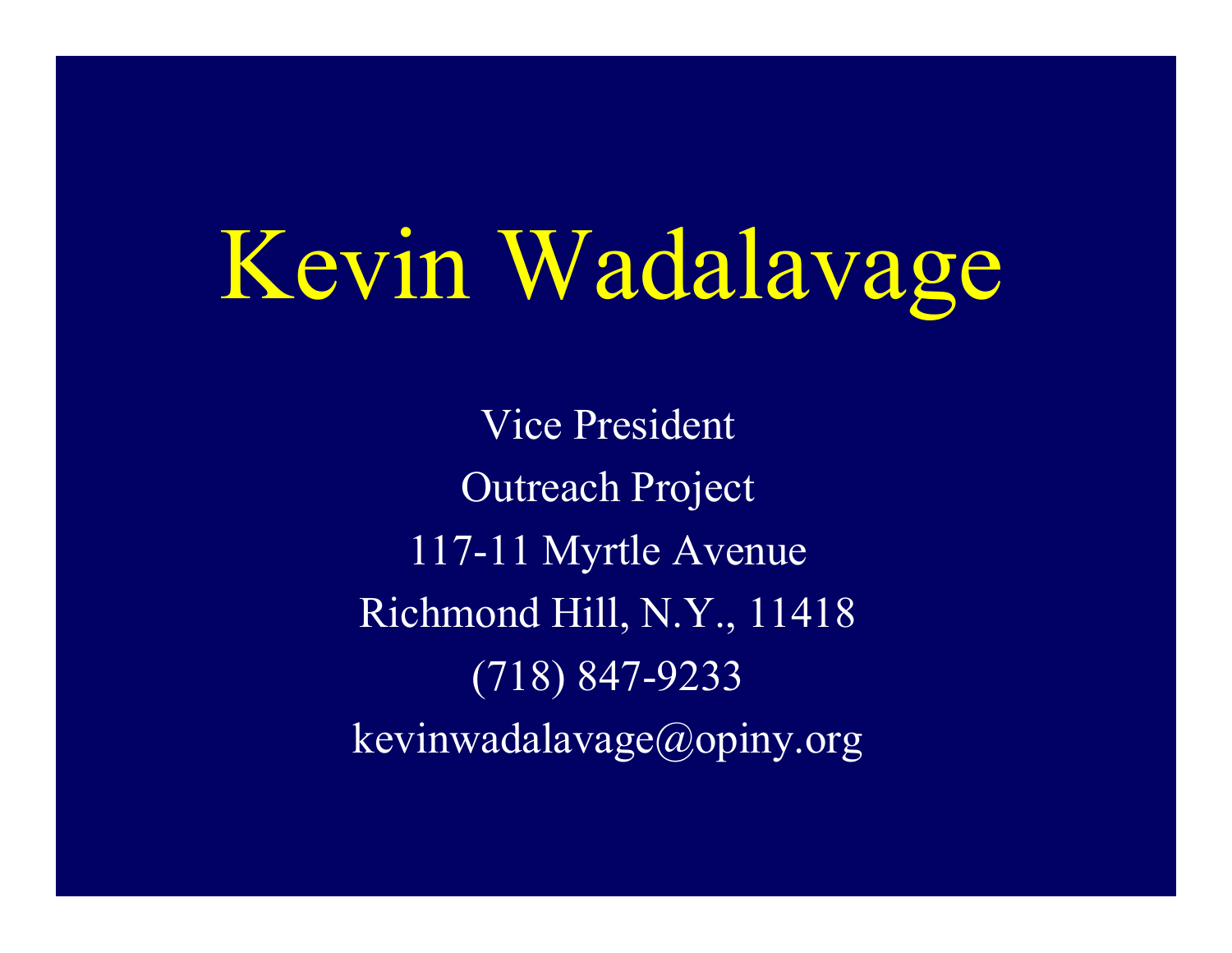# Kevin Wadalavage

Vice President

Outreach Project

117-11 Myrtle Avenue

Richmond Hill, N.Y., 11418

(718) 847-9233

kevinwadalavage@opiny.org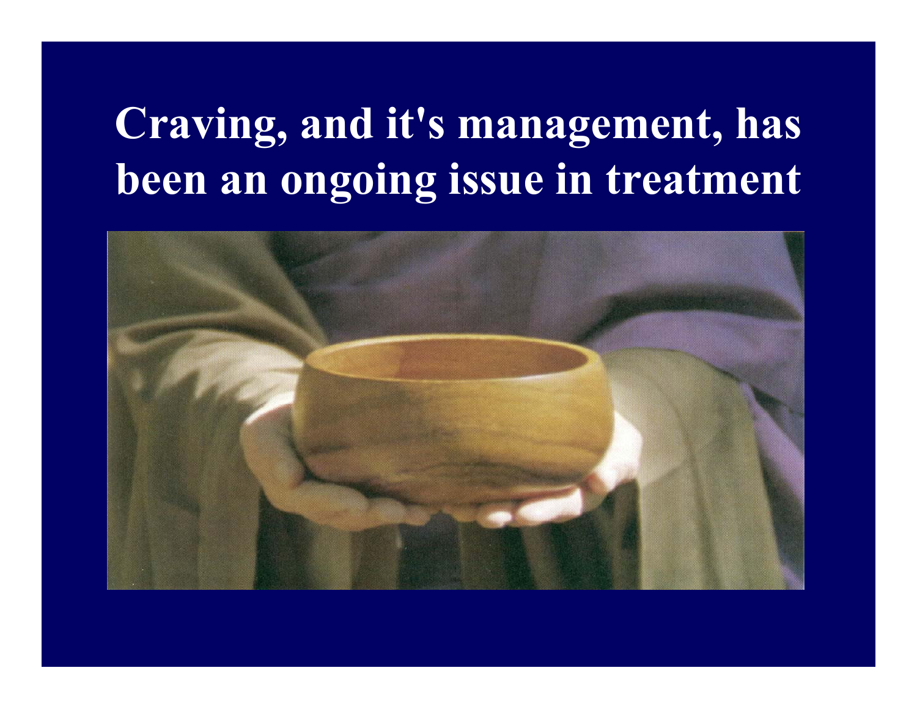# Craving, and it's management, has been an ongoing issue in treatment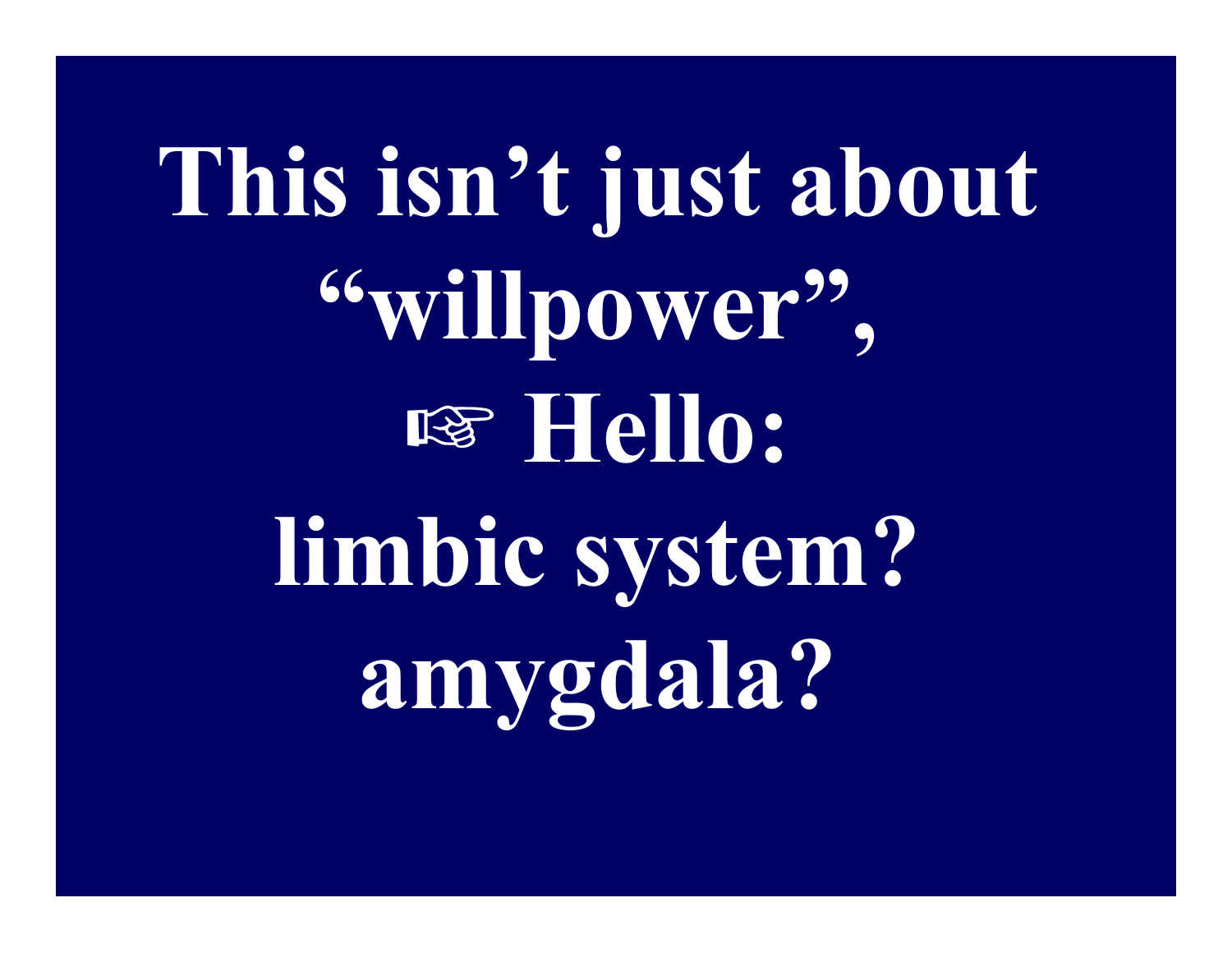# This isn't just about "willpower", ☞ Hello: limbic system? amygdala?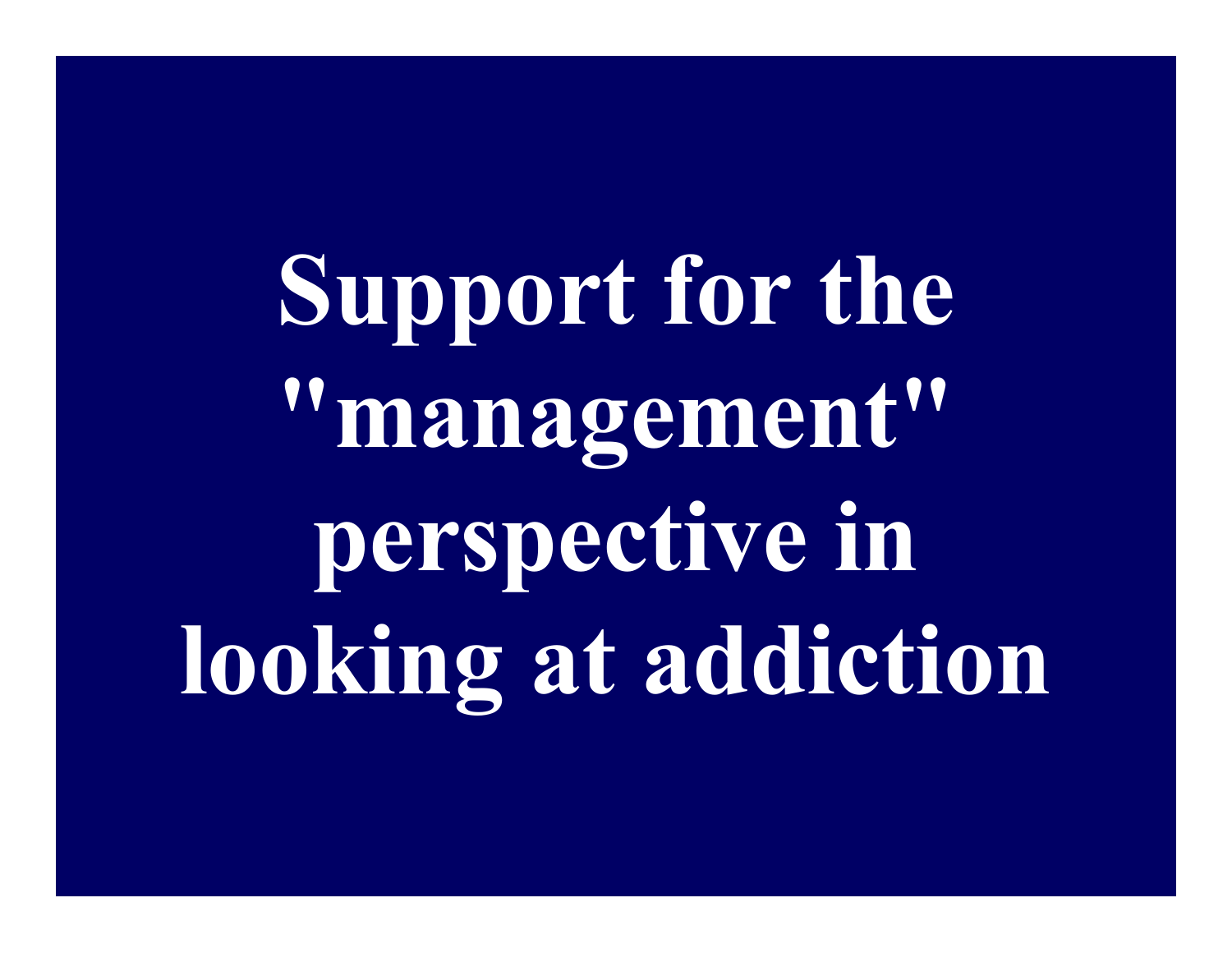# Support for the "management" perspective in looking at addiction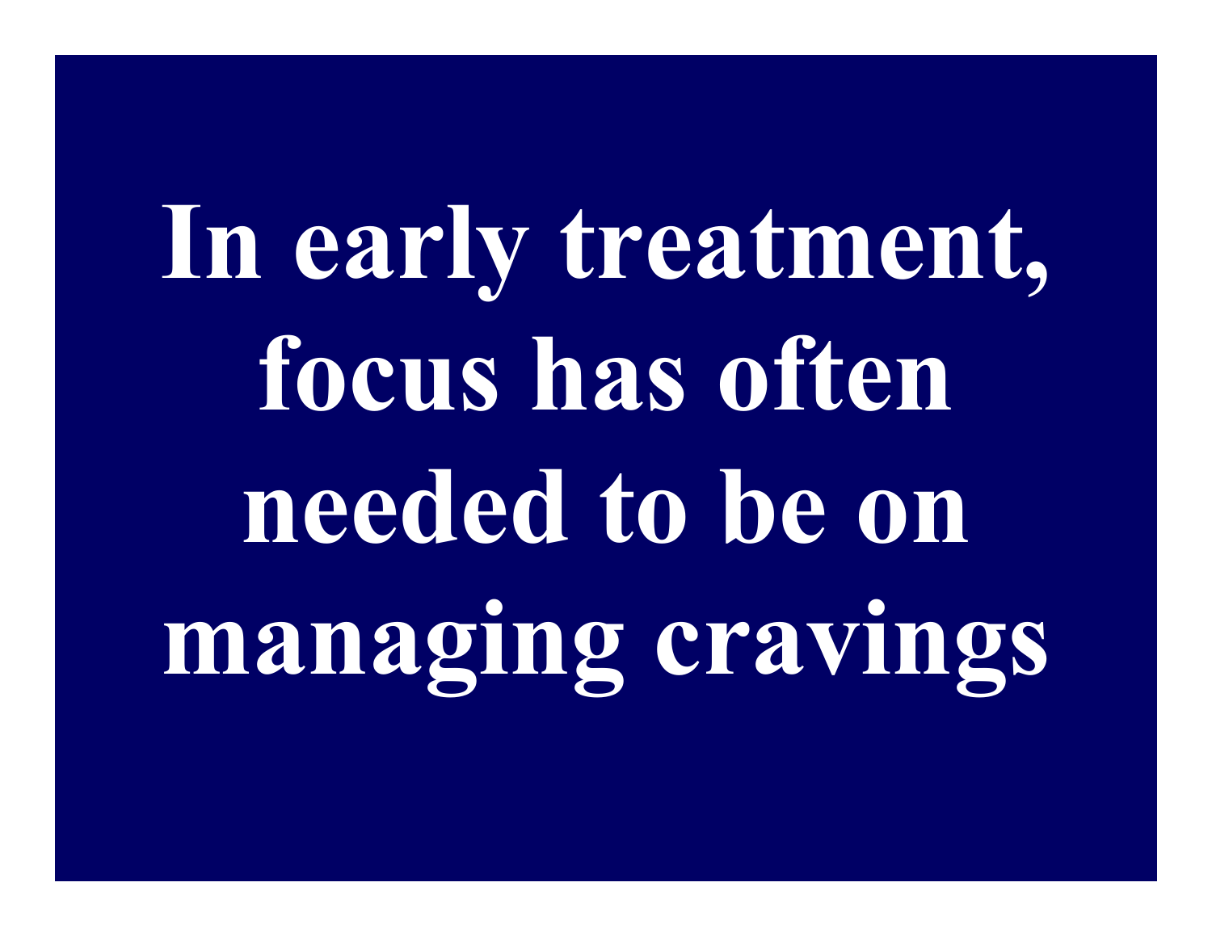# In early treatment, focus has often needed to be on managing cravings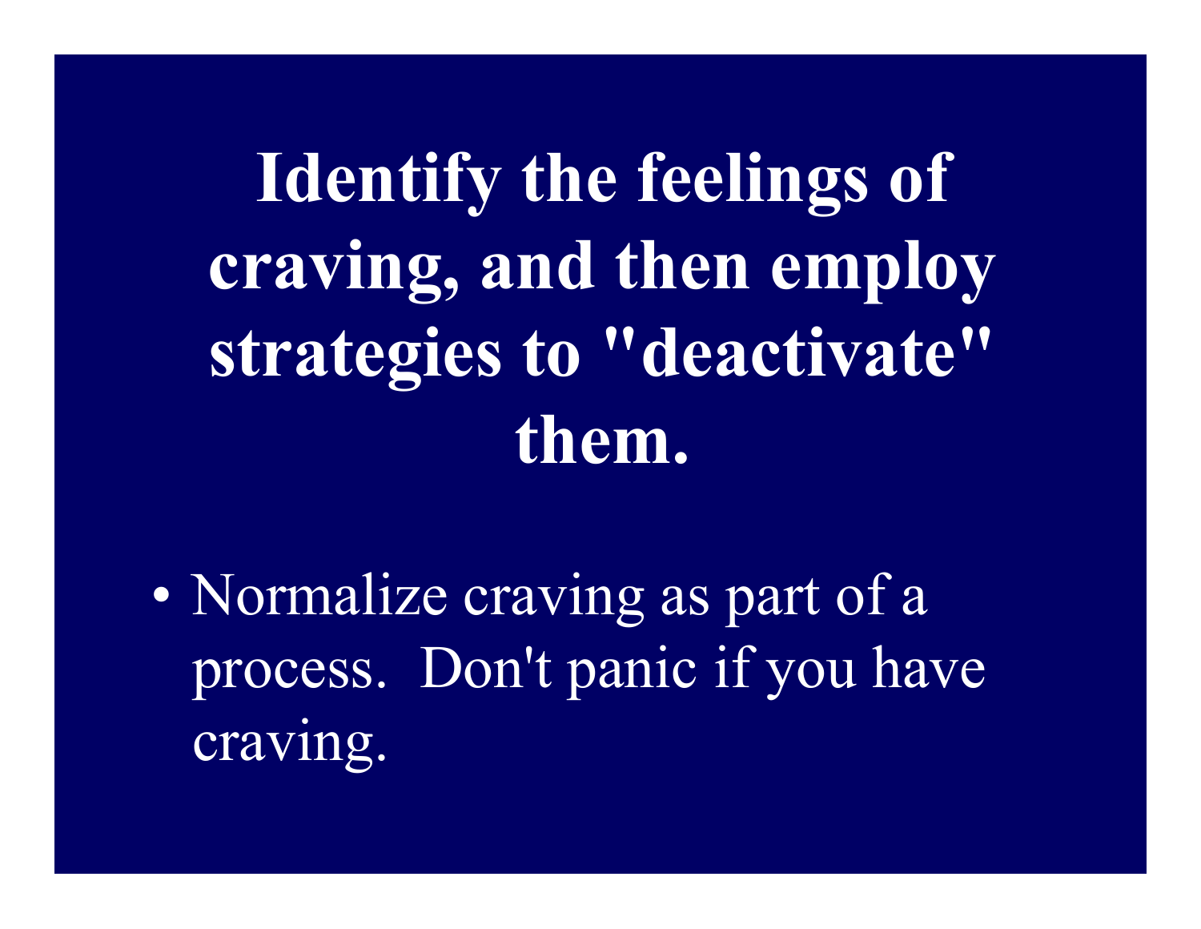# Identify the feelings of craving, and then employ strategies to "deactivate" them.

- Normalize craving as part of a process.  Don't panic if you have craving.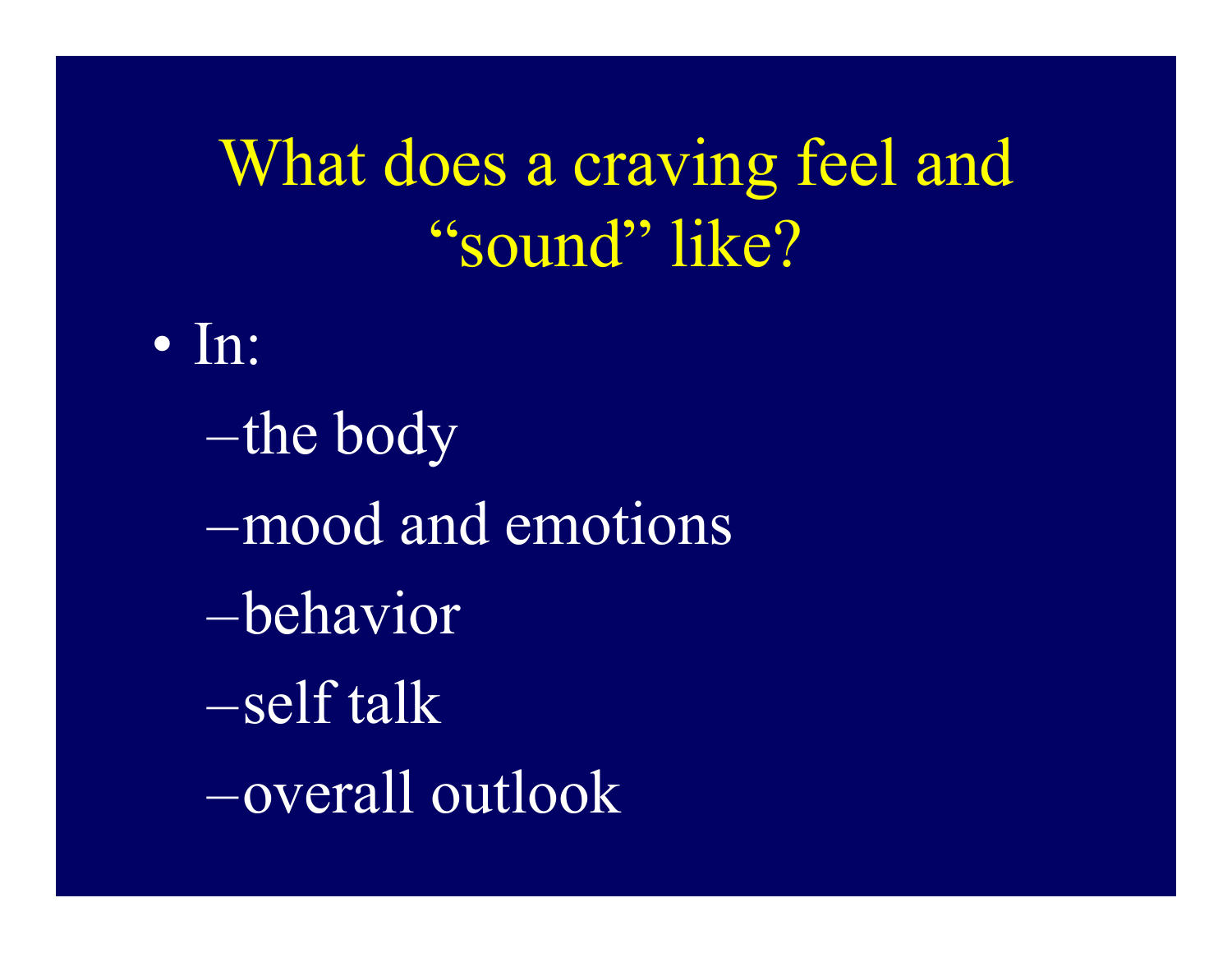# What does a craving feel and "sound" like?

- In:
  - the body
  - mood and emotions
  - behavior
  - self talk
  - overall outlook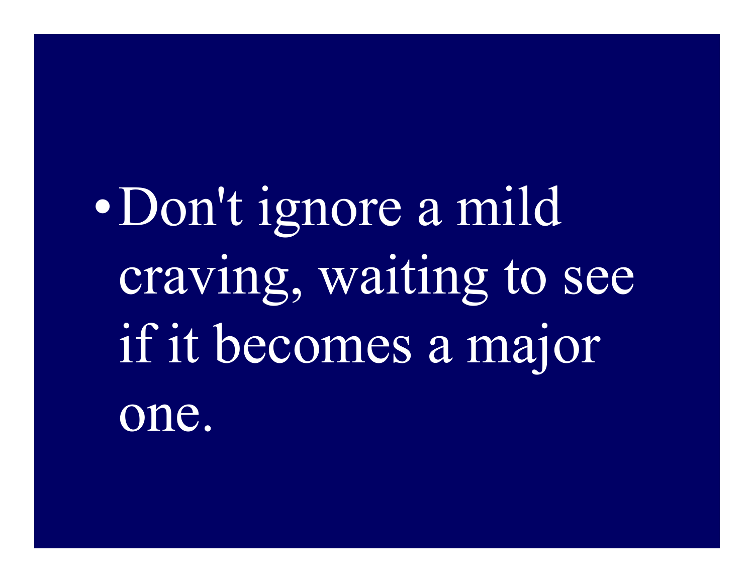- Don't ignore a mild craving, waiting to see if it becomes a major one.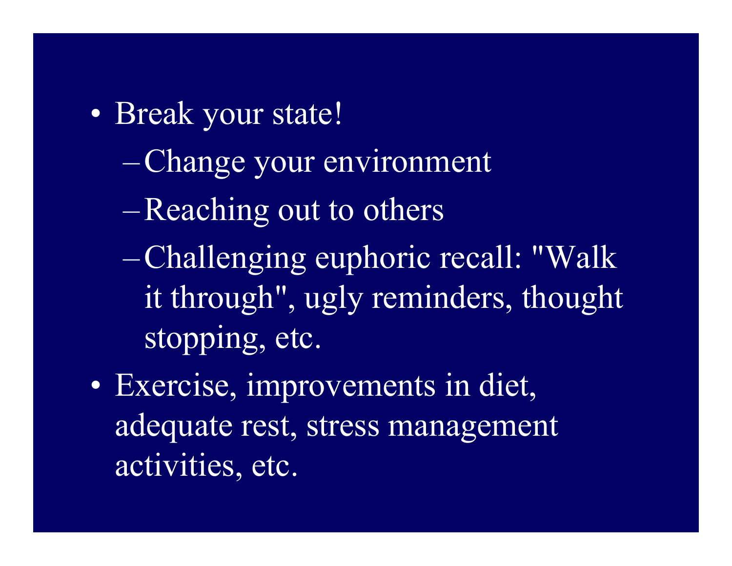- Break your state!
  - Change your environment
  - Reaching out to others
  - Challenging euphoric recall: "Walk it through", ugly reminders, thought stopping, etc.
- Exercise, improvements in diet, adequate rest, stress management activities, etc.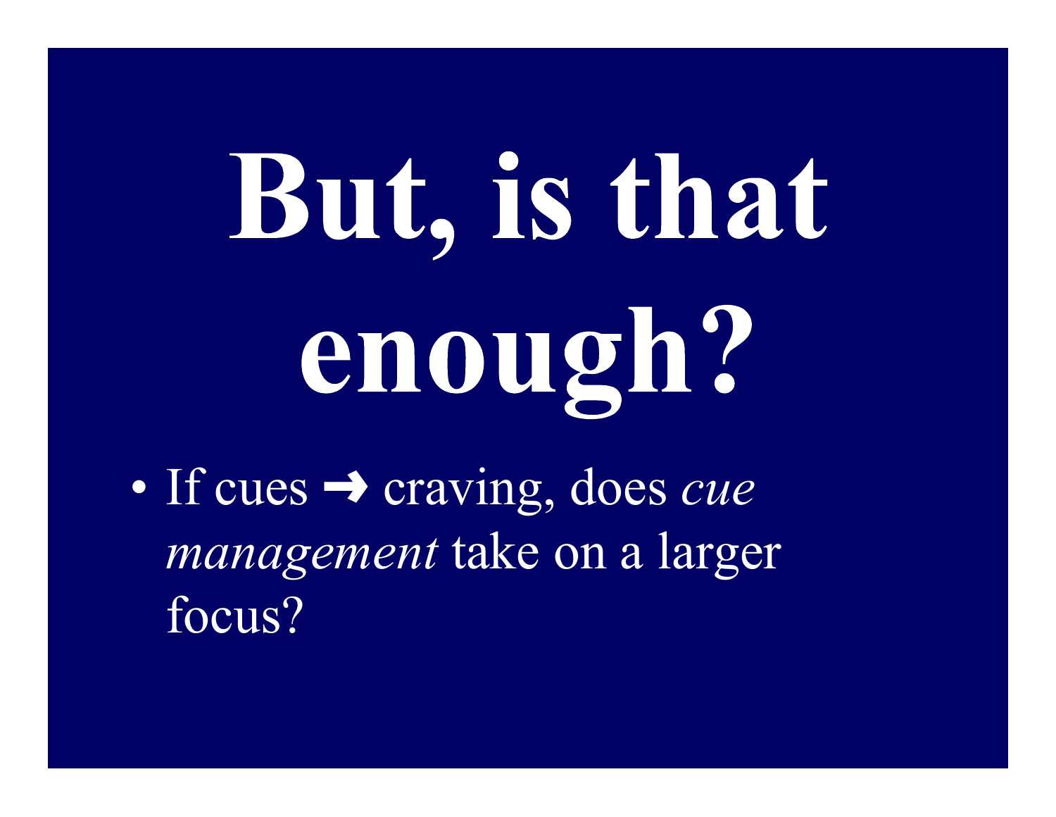# But, is that enough?

- If cues ➜ craving, does *cue management* take on a larger focus?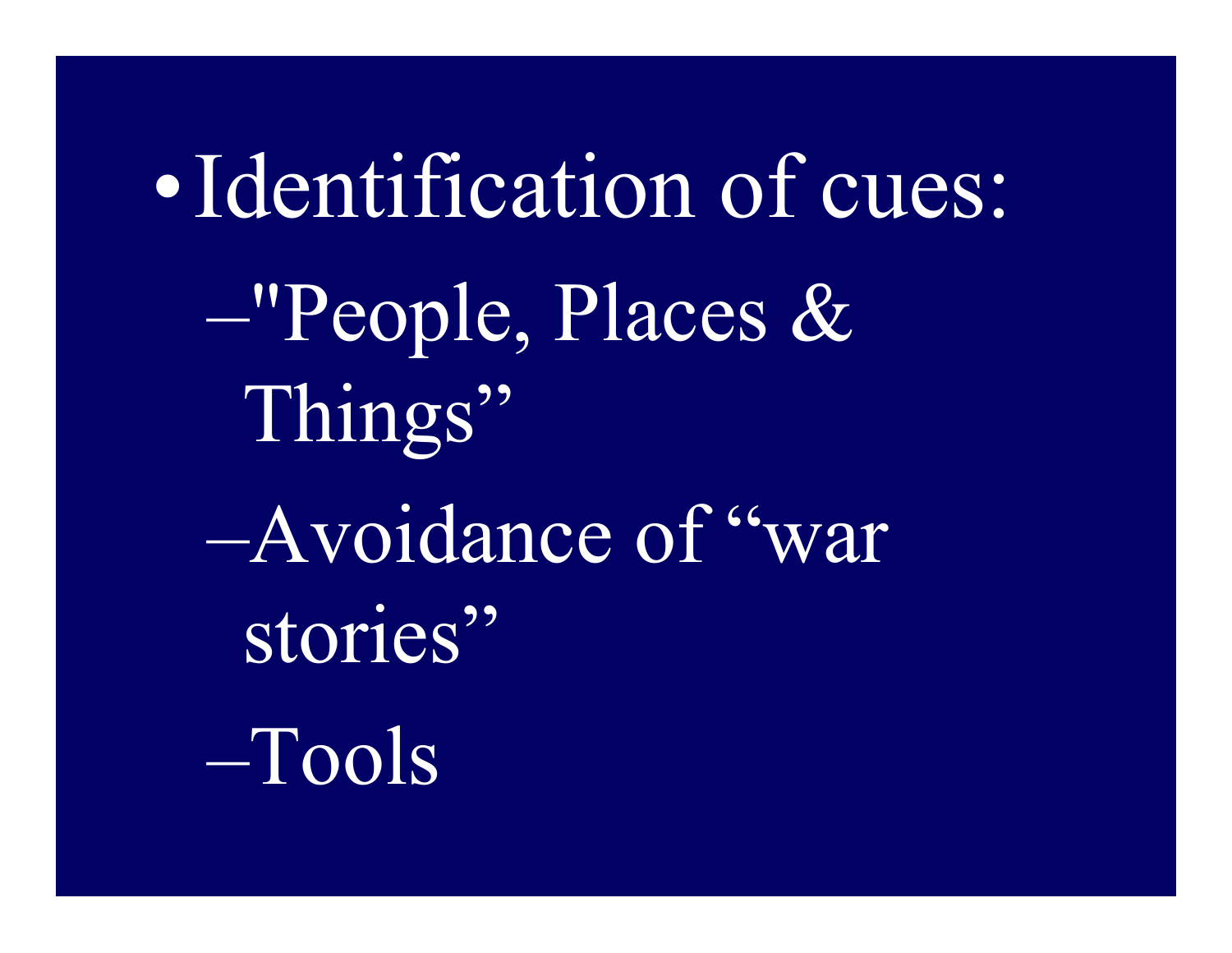- Identification of cues:
  - "People, Places & Things"
  - Avoidance of "war stories"
  - Tools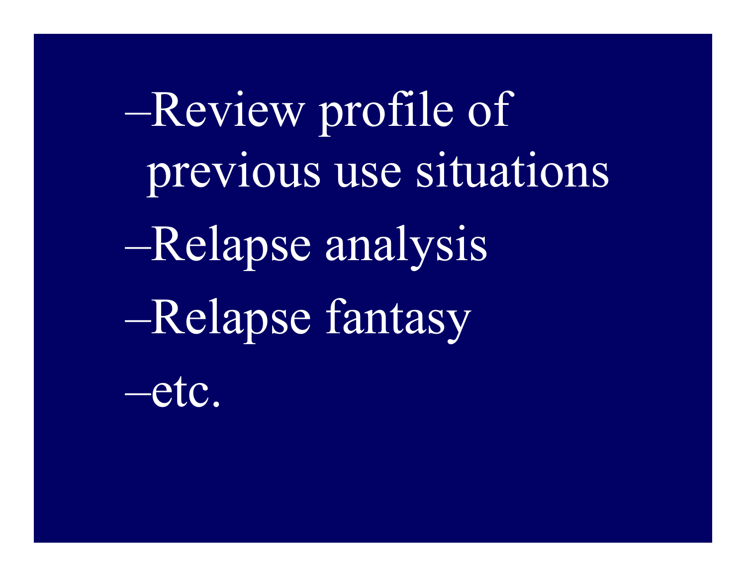- Review profile of previous use situations
- Relapse analysis
- Relapse fantasy
- etc.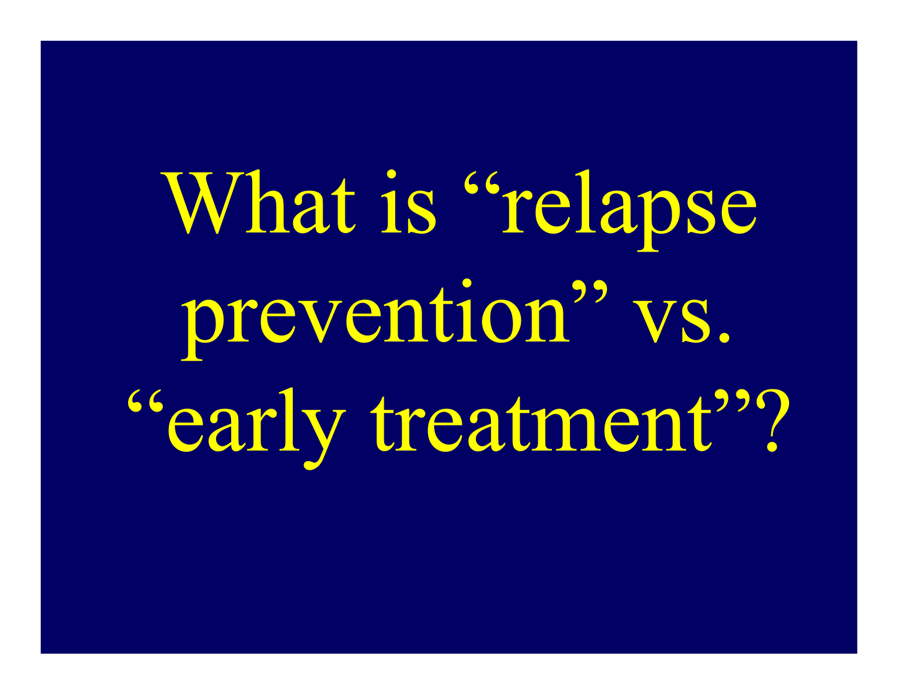# What is “relapse prevention” vs. “early treatment”?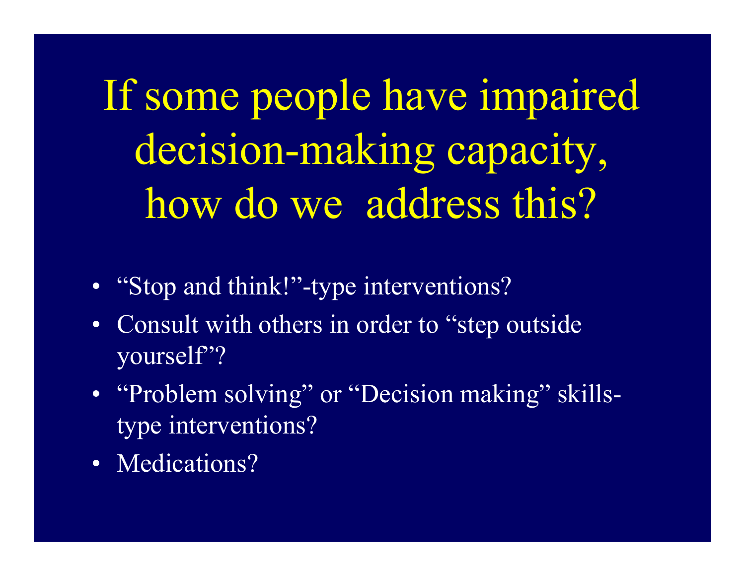# If some people have impaired decision-making capacity, how do we address this?

- "Stop and think!"-type interventions?
- Consult with others in order to "step outside yourself"?
- "Problem solving" or "Decision making" skills-type interventions?
- Medications?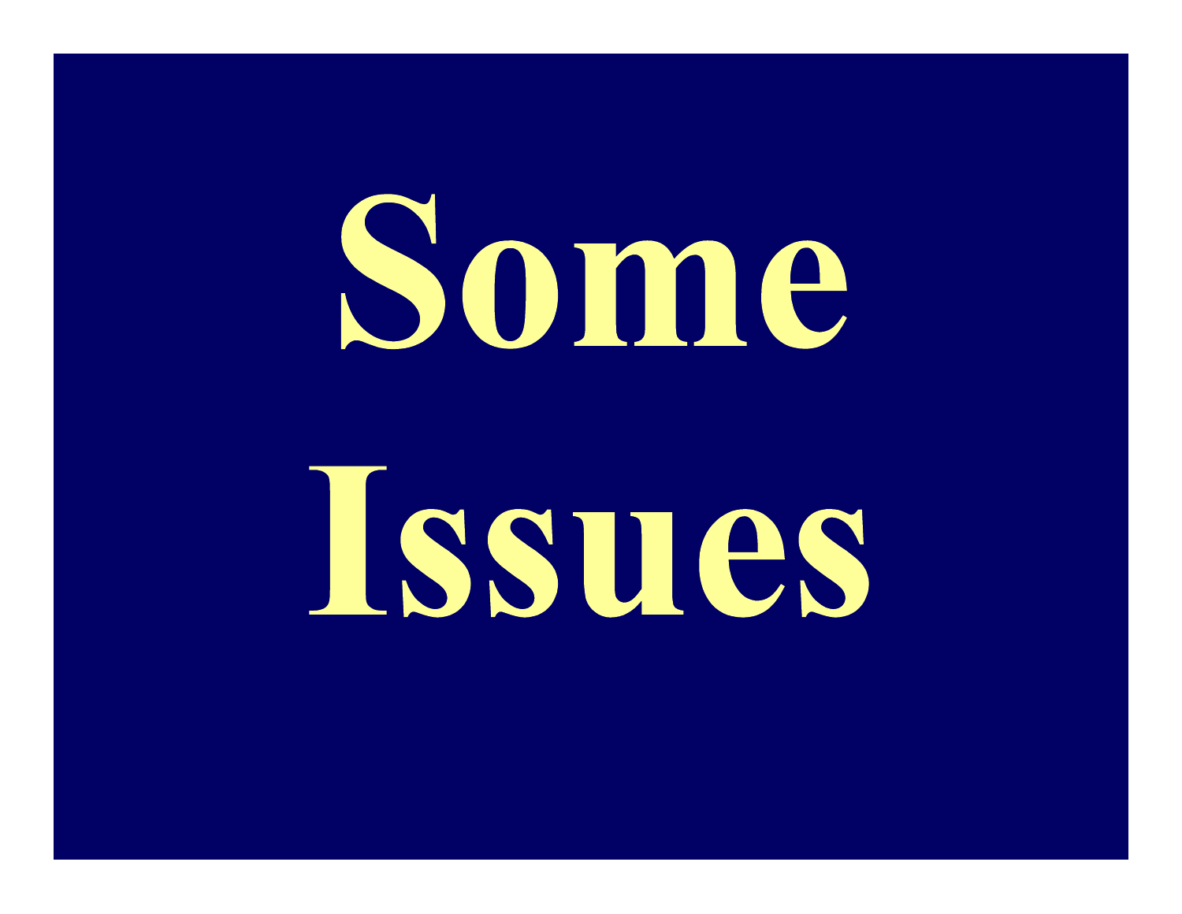# Some Issues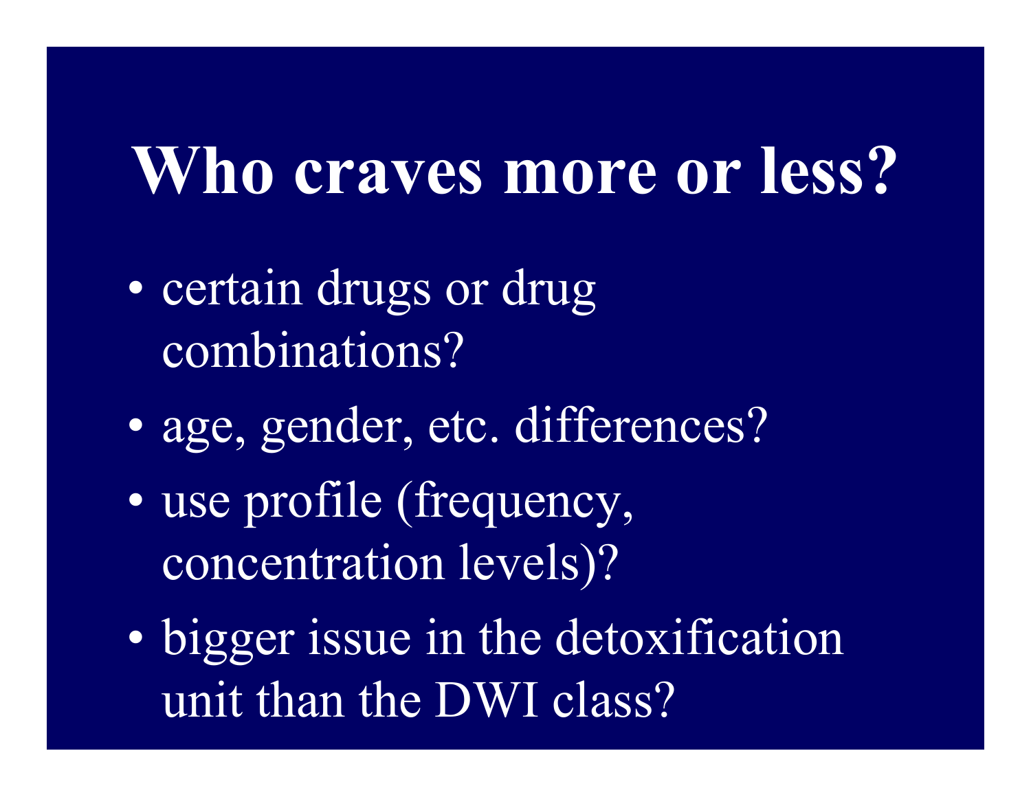# Who craves more or less?

- certain drugs or drug combinations?
- age, gender, etc. differences?
- use profile (frequency, concentration levels)?
- bigger issue in the detoxification unit than the DWI class?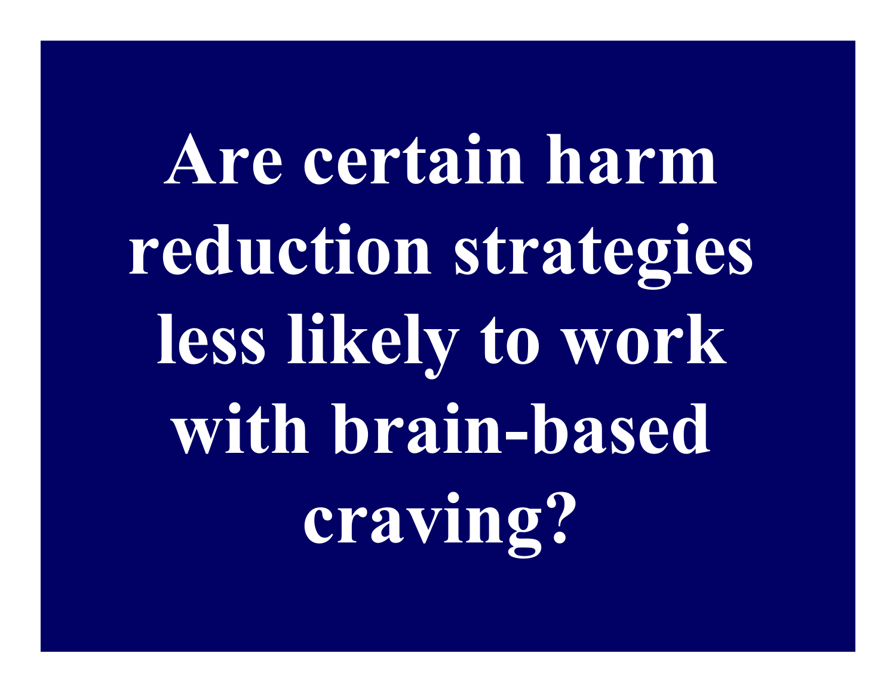# Are certain harm reduction strategies less likely to work with brain-based craving?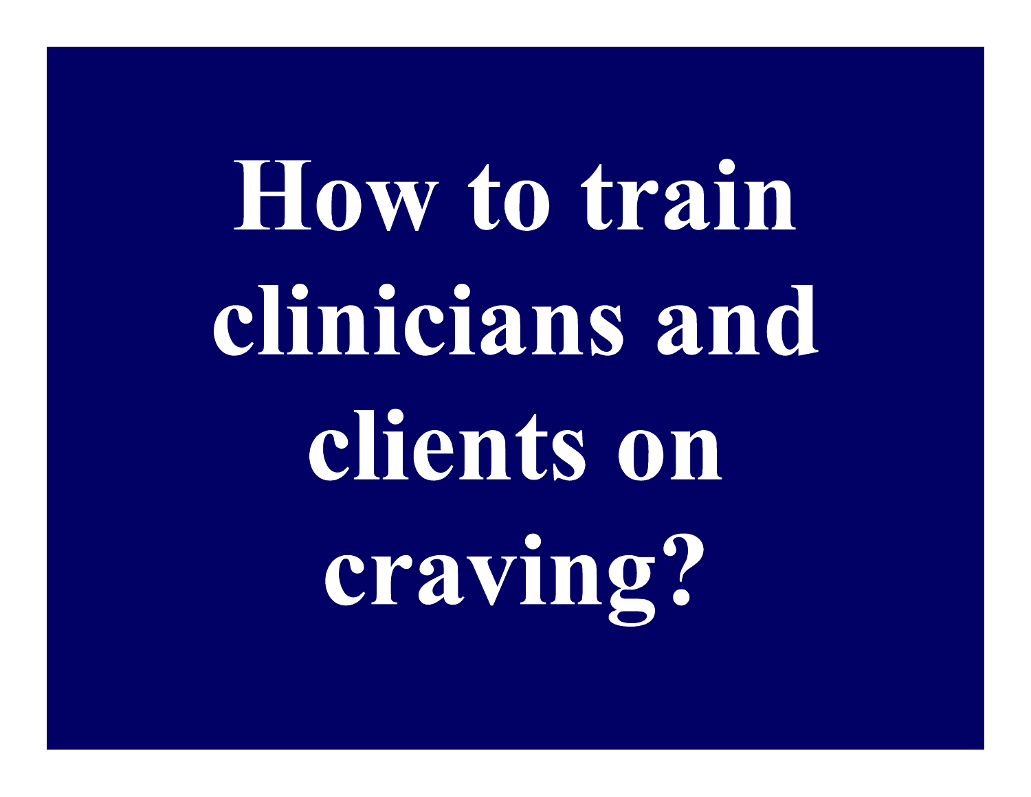# How to train clinicians and clients on craving?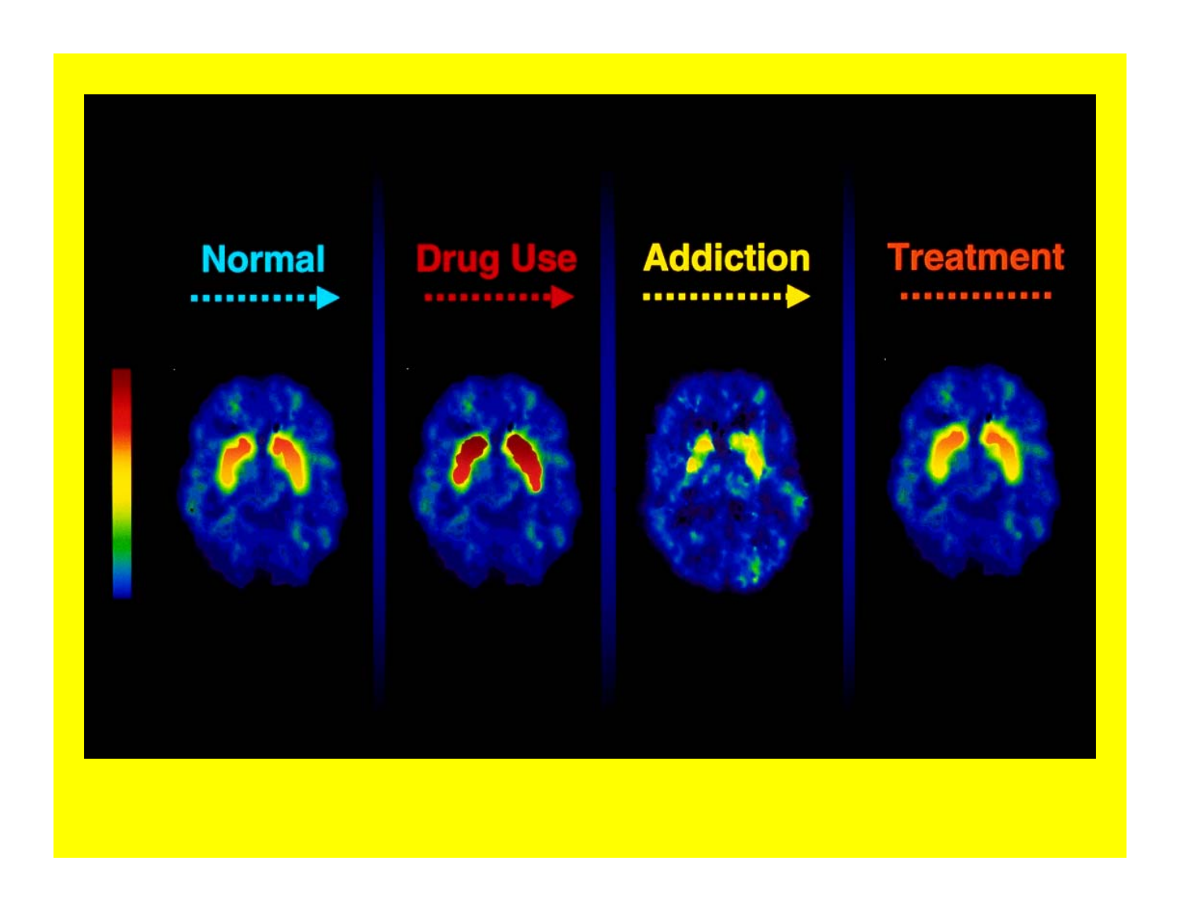Normal

Drug Use

Addiction

Treatment